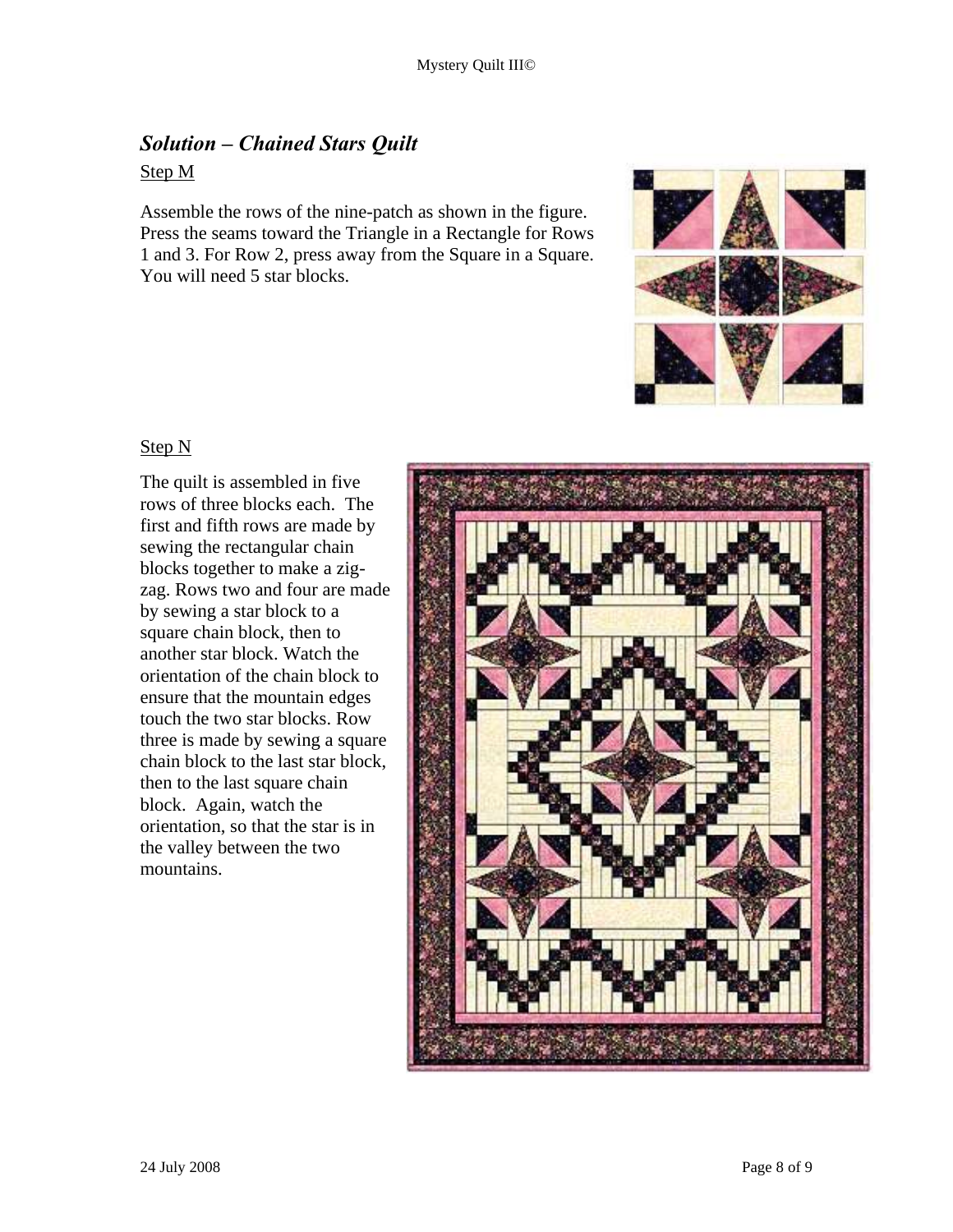## *Solution – Chained Stars Quilt*

Step M

Assemble the rows of the nine-patch as shown in the figure. Press the seams toward the Triangle in a Rectangle for Rows 1 and 3. For Row 2, press away from the Square in a Square. You will need 5 star blocks.

Step N

The quilt is assembled in five rows of three blocks each. The first and fifth rows are made by sewing the rectangular chain blocks together to make a zig-zag. Rows two and four are made by sewing a star block to a square chain block, then to another star block. Watch the orientation of the chain block to ensure that the mountain edges touch the two star blocks. Row three is made by sewing a square chain block to the last star block, then to the last square chain block. Again, watch the orientation, so that the star is in the valley between the two mountains.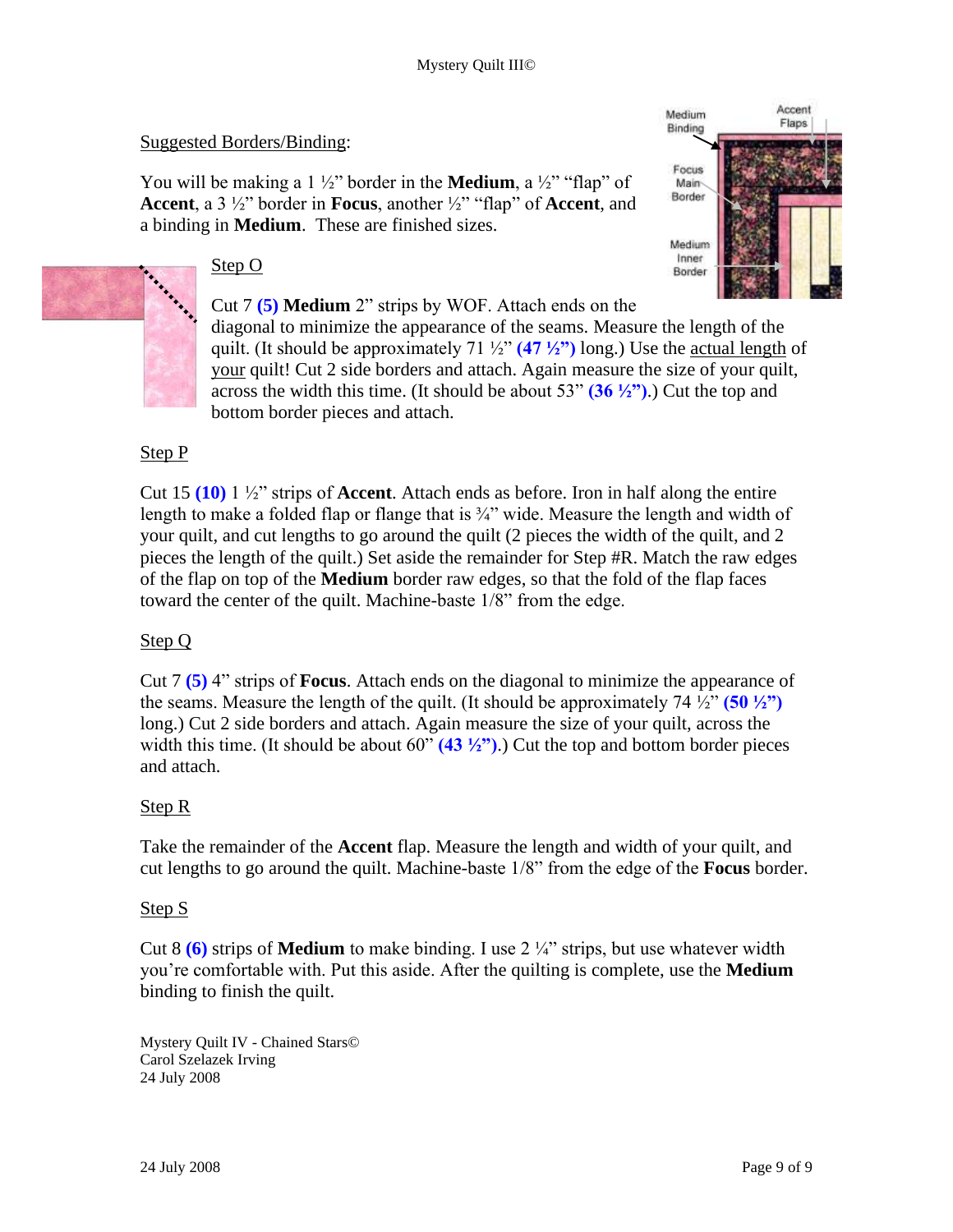Suggested Borders/Binding:

You will be making a 1 ½" border in the **Medium**, a ½" "flap" of **Accent**, a 3 ½" border in **Focus**, another ½" "flap" of **Accent**, and a binding in **Medium**. These are finished sizes.

Medium Binding

Accent Flaps

Focus Main Border

Medium Inner Border

Step O

Cut 7 **(5)** **Medium** 2" strips by WOF. Attach ends on the diagonal to minimize the appearance of the seams. Measure the length of the quilt. (It should be approximately 71 ½" **(47 ½")** long.) Use the actual length of your quilt! Cut 2 side borders and attach. Again measure the size of your quilt, across the width this time. (It should be about 53" **(36 ½")**.) Cut the top and bottom border pieces and attach.

Step P

Cut 15 **(10)** 1 ½" strips of **Accent**. Attach ends as before. Iron in half along the entire length to make a folded flap or flange that is ¾" wide. Measure the length and width of your quilt, and cut lengths to go around the quilt (2 pieces the width of the quilt, and 2 pieces the length of the quilt.) Set aside the remainder for Step #R. Match the raw edges of the flap on top of the **Medium** border raw edges, so that the fold of the flap faces toward the center of the quilt. Machine-baste 1/8" from the edge.

Step Q

Cut 7 **(5)** 4" strips of **Focus**. Attach ends on the diagonal to minimize the appearance of the seams. Measure the length of the quilt. (It should be approximately 74 ½" **(50 ½")** long.) Cut 2 side borders and attach. Again measure the size of your quilt, across the width this time. (It should be about 60" **(43 ½")**.) Cut the top and bottom border pieces and attach.

Step R

Take the remainder of the **Accent** flap. Measure the length and width of your quilt, and cut lengths to go around the quilt. Machine-baste 1/8" from the edge of the **Focus** border.

Step S

Cut 8 **(6)** strips of **Medium** to make binding. I use 2 ¼" strips, but use whatever width you're comfortable with. Put this aside. After the quilting is complete, use the **Medium** binding to finish the quilt.

Mystery Quilt IV - Chained Stars©
Carol Szelazek Irving
24 July 2008